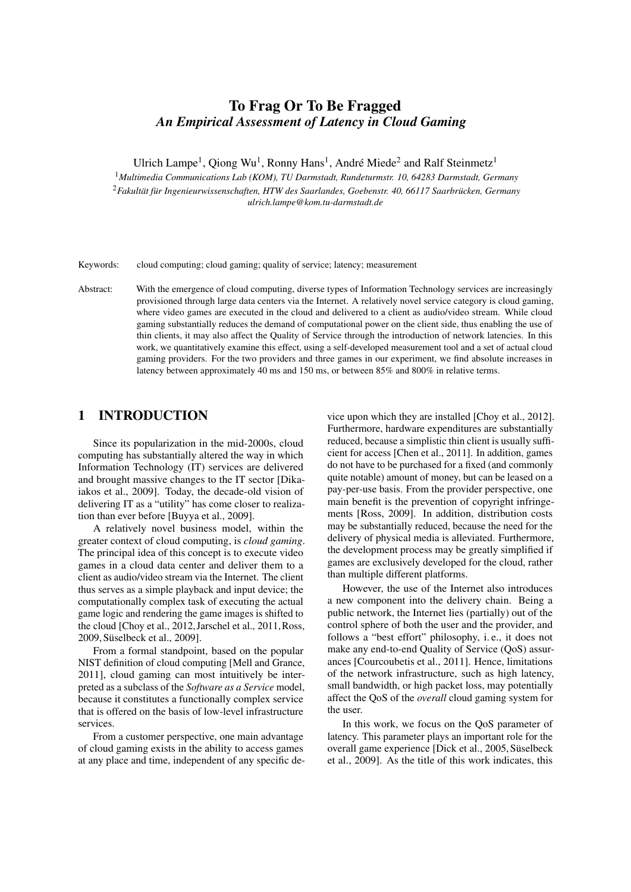# To Frag Or To Be Fragged
## *An Empirical Assessment of Latency in Cloud Gaming*

Ulrich Lampe[1], Qiong Wu[1], Ronny Hans[1], André Miede[2] and Ralf Steinmetz[1]

[1]*Multimedia Communications Lab (KOM), TU Darmstadt, Rundeturmstr. 10, 64283 Darmstadt, Germany*
[2]*Fakultät für Ingenieurwissenschaften, HTW des Saarlandes, Goebenstr. 40, 66117 Saarbrücken, Germany*
*ulrich.lampe@kom.tu-darmstadt.de*

Keywords: cloud computing; cloud gaming; quality of service; latency; measurement

Abstract: With the emergence of cloud computing, diverse types of Information Technology services are increasingly provisioned through large data centers via the Internet. A relatively novel service category is cloud gaming, where video games are executed in the cloud and delivered to a client as audio/video stream. While cloud gaming substantially reduces the demand of computational power on the client side, thus enabling the use of thin clients, it may also affect the Quality of Service through the introduction of network latencies. In this work, we quantitatively examine this effect, using a self-developed measurement tool and a set of actual cloud gaming providers. For the two providers and three games in our experiment, we find absolute increases in latency between approximately 40 ms and 150 ms, or between 85% and 800% in relative terms.

## 1 INTRODUCTION

Since its popularization in the mid-2000s, cloud computing has substantially altered the way in which Information Technology (IT) services are delivered and brought massive changes to the IT sector [Dikaiakos et al., 2009]. Today, the decade-old vision of delivering IT as a "utility" has come closer to realization than ever before [Buyya et al., 2009].

A relatively novel business model, within the greater context of cloud computing, is *cloud gaming*. The principal idea of this concept is to execute video games in a cloud data center and deliver them to a client as audio/video stream via the Internet. The client thus serves as a simple playback and input device; the computationally complex task of executing the actual game logic and rendering the game images is shifted to the cloud [Choy et al., 2012, Jarschel et al., 2011, Ross, 2009, Süselbeck et al., 2009].

From a formal standpoint, based on the popular NIST definition of cloud computing [Mell and Grance, 2011], cloud gaming can most intuitively be interpreted as a subclass of the *Software as a Service* model, because it constitutes a functionally complex service that is offered on the basis of low-level infrastructure services.

From a customer perspective, one main advantage of cloud gaming exists in the ability to access games at any place and time, independent of any specific device upon which they are installed [Choy et al., 2012]. Furthermore, hardware expenditures are substantially reduced, because a simplistic thin client is usually sufficient for access [Chen et al., 2011]. In addition, games do not have to be purchased for a fixed (and commonly quite notable) amount of money, but can be leased on a pay-per-use basis. From the provider perspective, one main benefit is the prevention of copyright infringements [Ross, 2009]. In addition, distribution costs may be substantially reduced, because the need for the delivery of physical media is alleviated. Furthermore, the development process may be greatly simplified if games are exclusively developed for the cloud, rather than multiple different platforms.

However, the use of the Internet also introduces a new component into the delivery chain. Being a public network, the Internet lies (partially) out of the control sphere of both the user and the provider, and follows a "best effort" philosophy, i. e., it does not make any end-to-end Quality of Service (QoS) assurances [Courcoubetis et al., 2011]. Hence, limitations of the network infrastructure, such as high latency, small bandwidth, or high packet loss, may potentially affect the QoS of the *overall* cloud gaming system for the user.

In this work, we focus on the QoS parameter of latency. This parameter plays an important role for the overall game experience [Dick et al., 2005, Süselbeck et al., 2009]. As the title of this work indicates, this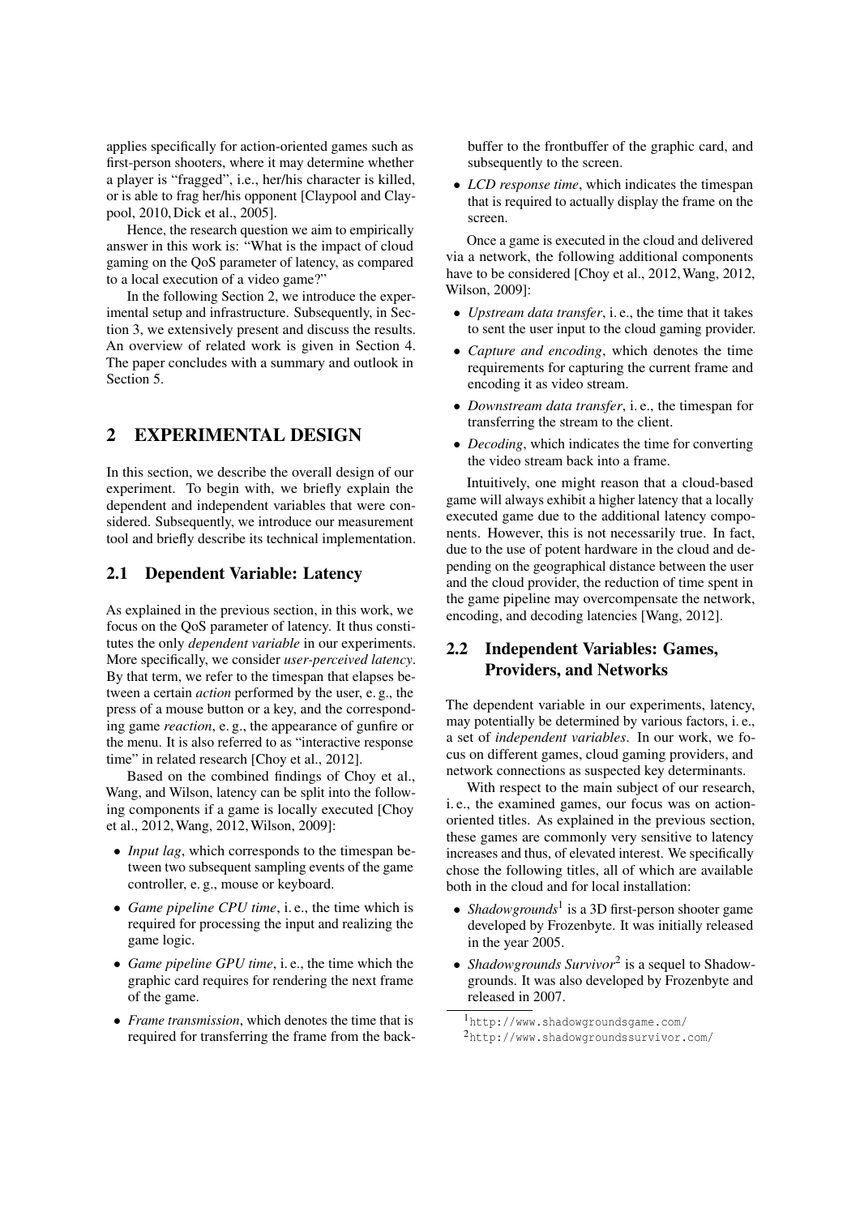applies specifically for action-oriented games such as first-person shooters, where it may determine whether a player is "fragged", i.e., her/his character is killed, or is able to frag her/his opponent [Claypool and Claypool, 2010, Dick et al., 2005].

Hence, the research question we aim to empirically answer in this work is: "What is the impact of cloud gaming on the QoS parameter of latency, as compared to a local execution of a video game?"

In the following Section 2, we introduce the experimental setup and infrastructure. Subsequently, in Section 3, we extensively present and discuss the results. An overview of related work is given in Section 4. The paper concludes with a summary and outlook in Section 5.

## 2 EXPERIMENTAL DESIGN

In this section, we describe the overall design of our experiment. To begin with, we briefly explain the dependent and independent variables that were considered. Subsequently, we introduce our measurement tool and briefly describe its technical implementation.

### 2.1 Dependent Variable: Latency

As explained in the previous section, in this work, we focus on the QoS parameter of latency. It thus constitutes the only *dependent variable* in our experiments. More specifically, we consider *user-perceived latency*. By that term, we refer to the timespan that elapses between a certain *action* performed by the user, e. g., the press of a mouse button or a key, and the corresponding game *reaction*, e. g., the appearance of gunfire or the menu. It is also referred to as "interactive response time" in related research [Choy et al., 2012].

Based on the combined findings of Choy et al., Wang, and Wilson, latency can be split into the following components if a game is locally executed [Choy et al., 2012, Wang, 2012, Wilson, 2009]:

- *Input lag*, which corresponds to the timespan between two subsequent sampling events of the game controller, e. g., mouse or keyboard.
- *Game pipeline CPU time*, i. e., the time which is required for processing the input and realizing the game logic.
- *Game pipeline GPU time*, i. e., the time which the graphic card requires for rendering the next frame of the game.
- *Frame transmission*, which denotes the time that is required for transferring the frame from the backbuffer to the frontbuffer of the graphic card, and subsequently to the screen.
- *LCD response time*, which indicates the timespan that is required to actually display the frame on the screen.

Once a game is executed in the cloud and delivered via a network, the following additional components have to be considered [Choy et al., 2012, Wang, 2012, Wilson, 2009]:

- *Upstream data transfer*, i. e., the time that it takes to sent the user input to the cloud gaming provider.
- *Capture and encoding*, which denotes the time requirements for capturing the current frame and encoding it as video stream.
- *Downstream data transfer*, i. e., the timespan for transferring the stream to the client.
- *Decoding*, which indicates the time for converting the video stream back into a frame.

Intuitively, one might reason that a cloud-based game will always exhibit a higher latency that a locally executed game due to the additional latency components. However, this is not necessarily true. In fact, due to the use of potent hardware in the cloud and depending on the geographical distance between the user and the cloud provider, the reduction of time spent in the game pipeline may overcompensate the network, encoding, and decoding latencies [Wang, 2012].

### 2.2 Independent Variables: Games, Providers, and Networks

The dependent variable in our experiments, latency, may potentially be determined by various factors, i. e., a set of *independent variables*. In our work, we focus on different games, cloud gaming providers, and network connections as suspected key determinants.

With respect to the main subject of our research, i. e., the examined games, our focus was on action-oriented titles. As explained in the previous section, these games are commonly very sensitive to latency increases and thus, of elevated interest. We specifically chose the following titles, all of which are available both in the cloud and for local installation:

- *Shadowgrounds*[1] is a 3D first-person shooter game developed by Frozenbyte. It was initially released in the year 2005.
- *Shadowgrounds Survivor*[2] is a sequel to Shadowgrounds. It was also developed by Frozenbyte and released in 2007.

[1] http://www.shadowgroundsgame.com/

[2] http://www.shadowgroundssurvivor.com/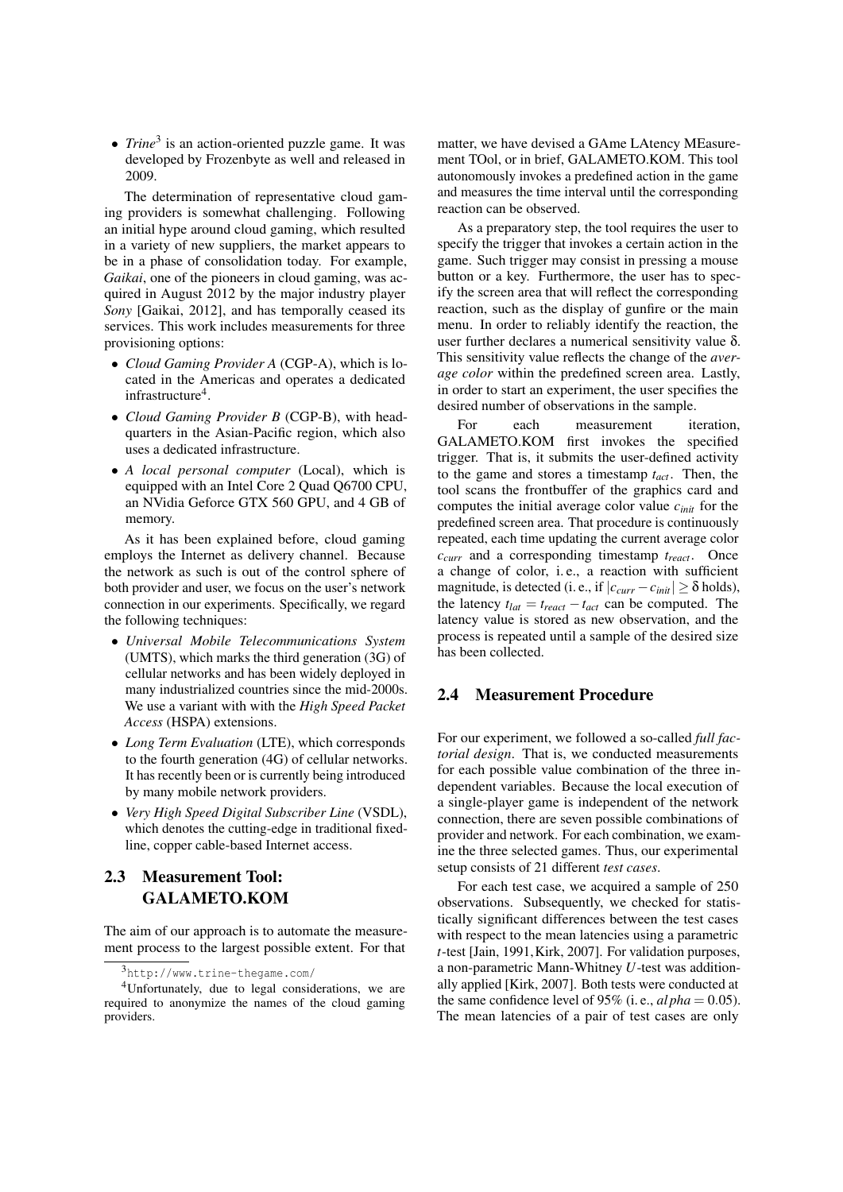- *Trine*[3] is an action-oriented puzzle game. It was developed by Frozenbyte as well and released in 2009.

The determination of representative cloud gaming providers is somewhat challenging. Following an initial hype around cloud gaming, which resulted in a variety of new suppliers, the market appears to be in a phase of consolidation today. For example, *Gaikai*, one of the pioneers in cloud gaming, was acquired in August 2012 by the major industry player *Sony* [Gaikai, 2012], and has temporally ceased its services. This work includes measurements for three provisioning options:

- *Cloud Gaming Provider A* (CGP-A), which is located in the Americas and operates a dedicated infrastructure[4].
- *Cloud Gaming Provider B* (CGP-B), with headquarters in the Asian-Pacific region, which also uses a dedicated infrastructure.
- *A local personal computer* (Local), which is equipped with an Intel Core 2 Quad Q6700 CPU, an NVidia Geforce GTX 560 GPU, and 4 GB of memory.

As it has been explained before, cloud gaming employs the Internet as delivery channel. Because the network as such is out of the control sphere of both provider and user, we focus on the user's network connection in our experiments. Specifically, we regard the following techniques:

- *Universal Mobile Telecommunications System* (UMTS), which marks the third generation (3G) of cellular networks and has been widely deployed in many industrialized countries since the mid-2000s. We use a variant with with the *High Speed Packet Access* (HSPA) extensions.
- *Long Term Evaluation* (LTE), which corresponds to the fourth generation (4G) of cellular networks. It has recently been or is currently being introduced by many mobile network providers.
- *Very High Speed Digital Subscriber Line* (VSDL), which denotes the cutting-edge in traditional fixed-line, copper cable-based Internet access.

### 2.3 Measurement Tool: GALAMETO.KOM

The aim of our approach is to automate the measurement process to the largest possible extent. For that matter, we have devised a GAme LAtency MEasurement TOol, or in brief, GALAMETO.KOM. This tool autonomously invokes a predefined action in the game and measures the time interval until the corresponding reaction can be observed.

As a preparatory step, the tool requires the user to specify the trigger that invokes a certain action in the game. Such trigger may consist in pressing a mouse button or a key. Furthermore, the user has to specify the screen area that will reflect the corresponding reaction, such as the display of gunfire or the main menu. In order to reliably identify the reaction, the user further declares a numerical sensitivity value $\delta$. This sensitivity value reflects the change of the *average color* within the predefined screen area. Lastly, in order to start an experiment, the user specifies the desired number of observations in the sample.

For each measurement iteration, GALAMETO.KOM first invokes the specified trigger. That is, it submits the user-defined activity to the game and stores a timestamp $t_{act}$. Then, the tool scans the frontbuffer of the graphics card and computes the initial average color value $c_{init}$ for the predefined screen area. That procedure is continuously repeated, each time updating the current average color $c_{curr}$ and a corresponding timestamp $t_{react}$. Once a change of color, i. e., a reaction with sufficient magnitude, is detected (i. e., if $|c_{curr} - c_{init}| \geq \delta$ holds), the latency $t_{lat} = t_{react} - t_{act}$ can be computed. The latency value is stored as new observation, and the process is repeated until a sample of the desired size has been collected.

### 2.4 Measurement Procedure

For our experiment, we followed a so-called *full factorial design*. That is, we conducted measurements for each possible value combination of the three independent variables. Because the local execution of a single-player game is independent of the network connection, there are seven possible combinations of provider and network. For each combination, we examine the three selected games. Thus, our experimental setup consists of 21 different *test cases*.

For each test case, we acquired a sample of 250 observations. Subsequently, we checked for statistically significant differences between the test cases with respect to the mean latencies using a parametric $t$-test [Jain, 1991, Kirk, 2007]. For validation purposes, a non-parametric Mann-Whitney $U$-test was additionally applied [Kirk, 2007]. Both tests were conducted at the same confidence level of 95% (i. e., $alpha = 0.05$). The mean latencies of a pair of test cases are only

---

[3] http://www.trine-thegame.com/

[4] Unfortunately, due to legal considerations, we are required to anonymize the names of the cloud gaming providers.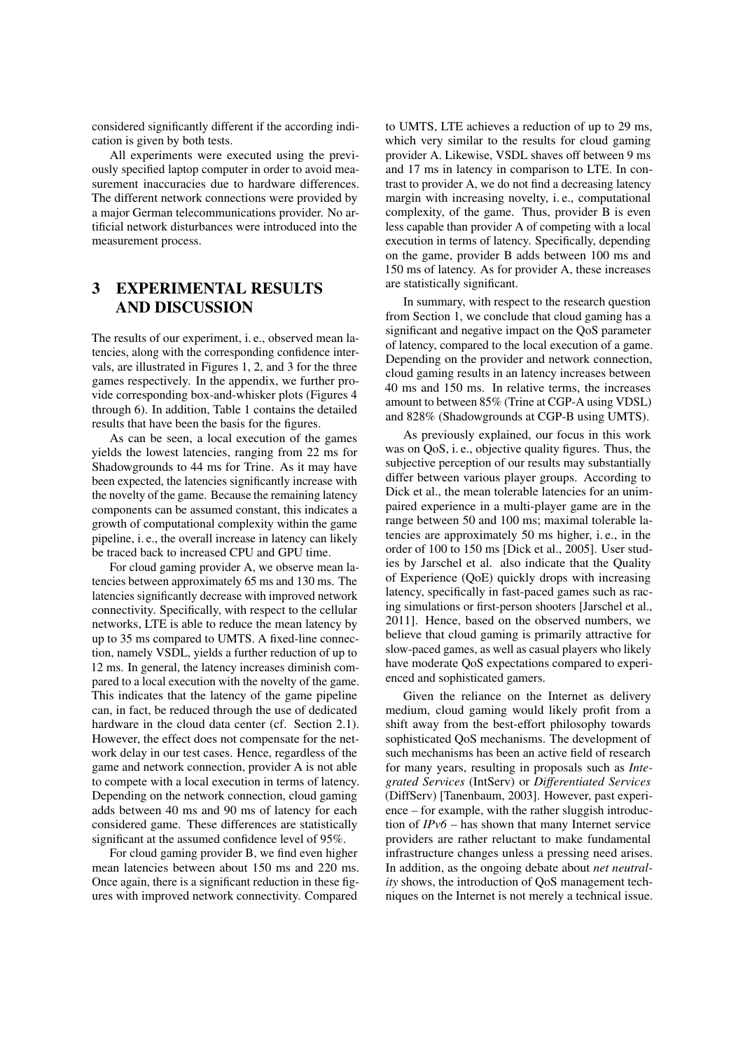considered significantly different if the according indication is given by both tests.

All experiments were executed using the previously specified laptop computer in order to avoid measurement inaccuracies due to hardware differences. The different network connections were provided by a major German telecommunications provider. No artificial network disturbances were introduced into the measurement process.

## 3 EXPERIMENTAL RESULTS AND DISCUSSION

The results of our experiment, i. e., observed mean latencies, along with the corresponding confidence intervals, are illustrated in Figures 1, 2, and 3 for the three games respectively. In the appendix, we further provide corresponding box-and-whisker plots (Figures 4 through 6). In addition, Table 1 contains the detailed results that have been the basis for the figures.

As can be seen, a local execution of the games yields the lowest latencies, ranging from 22 ms for Shadowgrounds to 44 ms for Trine. As it may have been expected, the latencies significantly increase with the novelty of the game. Because the remaining latency components can be assumed constant, this indicates a growth of computational complexity within the game pipeline, i. e., the overall increase in latency can likely be traced back to increased CPU and GPU time.

For cloud gaming provider A, we observe mean latencies between approximately 65 ms and 130 ms. The latencies significantly decrease with improved network connectivity. Specifically, with respect to the cellular networks, LTE is able to reduce the mean latency by up to 35 ms compared to UMTS. A fixed-line connection, namely VSDL, yields a further reduction of up to 12 ms. In general, the latency increases diminish compared to a local execution with the novelty of the game. This indicates that the latency of the game pipeline can, in fact, be reduced through the use of dedicated hardware in the cloud data center (cf. Section 2.1). However, the effect does not compensate for the network delay in our test cases. Hence, regardless of the game and network connection, provider A is not able to compete with a local execution in terms of latency. Depending on the network connection, cloud gaming adds between 40 ms and 90 ms of latency for each considered game. These differences are statistically significant at the assumed confidence level of 95%.

For cloud gaming provider B, we find even higher mean latencies between about 150 ms and 220 ms. Once again, there is a significant reduction in these figures with improved network connectivity. Compared to UMTS, LTE achieves a reduction of up to 29 ms, which very similar to the results for cloud gaming provider A. Likewise, VSDL shaves off between 9 ms and 17 ms in latency in comparison to LTE. In contrast to provider A, we do not find a decreasing latency margin with increasing novelty, i. e., computational complexity, of the game. Thus, provider B is even less capable than provider A of competing with a local execution in terms of latency. Specifically, depending on the game, provider B adds between 100 ms and 150 ms of latency. As for provider A, these increases are statistically significant.

In summary, with respect to the research question from Section 1, we conclude that cloud gaming has a significant and negative impact on the QoS parameter of latency, compared to the local execution of a game. Depending on the provider and network connection, cloud gaming results in an latency increases between 40 ms and 150 ms. In relative terms, the increases amount to between 85% (Trine at CGP-A using VDSL) and 828% (Shadowgrounds at CGP-B using UMTS).

As previously explained, our focus in this work was on QoS, i. e., objective quality figures. Thus, the subjective perception of our results may substantially differ between various player groups. According to Dick et al., the mean tolerable latencies for an unimpaired experience in a multi-player game are in the range between 50 and 100 ms; maximal tolerable latencies are approximately 50 ms higher, i. e., in the order of 100 to 150 ms [Dick et al., 2005]. User studies by Jarschel et al. also indicate that the Quality of Experience (QoE) quickly drops with increasing latency, specifically in fast-paced games such as racing simulations or first-person shooters [Jarschel et al., 2011]. Hence, based on the observed numbers, we believe that cloud gaming is primarily attractive for slow-paced games, as well as casual players who likely have moderate QoS expectations compared to experienced and sophisticated gamers.

Given the reliance on the Internet as delivery medium, cloud gaming would likely profit from a shift away from the best-effort philosophy towards sophisticated QoS mechanisms. The development of such mechanisms has been an active field of research for many years, resulting in proposals such as *Integrated Services* (IntServ) or *Differentiated Services* (DiffServ) [Tanenbaum, 2003]. However, past experience – for example, with the rather sluggish introduction of *IPv6* – has shown that many Internet service providers are rather reluctant to make fundamental infrastructure changes unless a pressing need arises. In addition, as the ongoing debate about *net neutrality* shows, the introduction of QoS management techniques on the Internet is not merely a technical issue.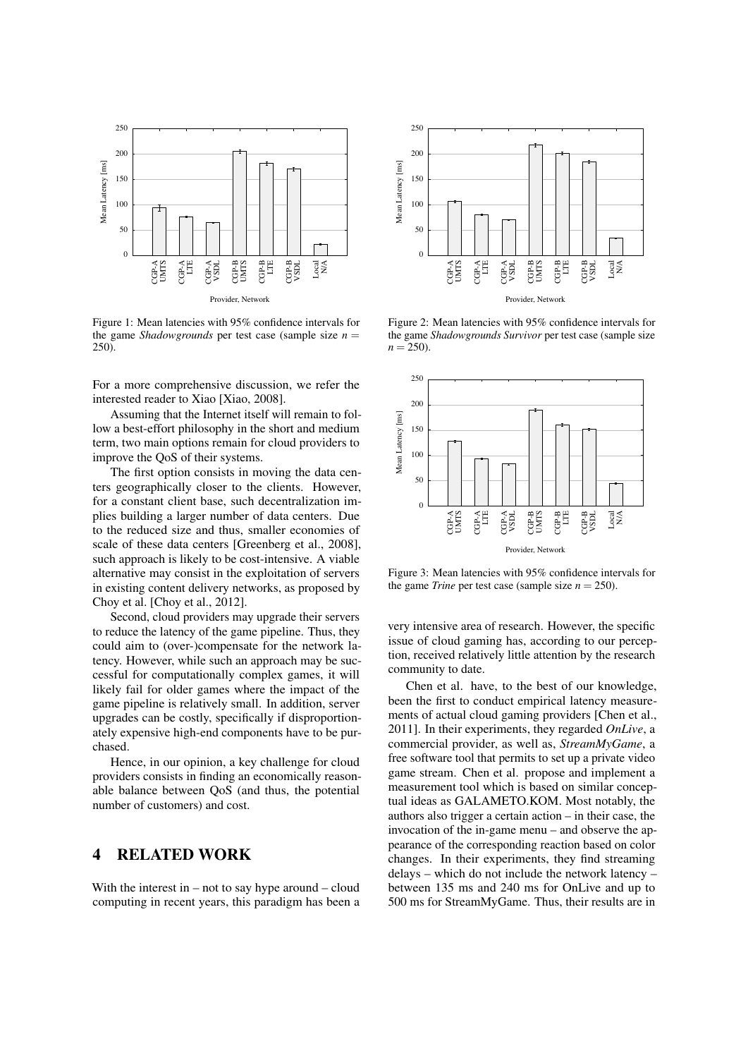Figure 1: Mean latencies with 95% confidence intervals for the game *Shadowgrounds* per test case (sample size $n = 250$).

Figure 2: Mean latencies with 95% confidence intervals for the game *Shadowgrounds Survivor* per test case (sample size $n = 250$).

Figure 3: Mean latencies with 95% confidence intervals for the game *Trine* per test case (sample size $n = 250$).

For a more comprehensive discussion, we refer the interested reader to Xiao [Xiao, 2008].

Assuming that the Internet itself will remain to follow a best-effort philosophy in the short and medium term, two main options remain for cloud providers to improve the QoS of their systems.

The first option consists in moving the data centers geographically closer to the clients. However, for a constant client base, such decentralization implies building a larger number of data centers. Due to the reduced size and thus, smaller economies of scale of these data centers [Greenberg et al., 2008], such approach is likely to be cost-intensive. A viable alternative may consist in the exploitation of servers in existing content delivery networks, as proposed by Choy et al. [Choy et al., 2012].

Second, cloud providers may upgrade their servers to reduce the latency of the game pipeline. Thus, they could aim to (over-)compensate for the network latency. However, while such an approach may be successful for computationally complex games, it will likely fail for older games where the impact of the game pipeline is relatively small. In addition, server upgrades can be costly, specifically if disproportionately expensive high-end components have to be purchased.

Hence, in our opinion, a key challenge for cloud providers consists in finding an economically reasonable balance between QoS (and thus, the potential number of customers) and cost.

## 4 RELATED WORK

With the interest in – not to say hype around – cloud computing in recent years, this paradigm has been a very intensive area of research. However, the specific issue of cloud gaming has, according to our perception, received relatively little attention by the research community to date.

Chen et al. have, to the best of our knowledge, been the first to conduct empirical latency measurements of actual cloud gaming providers [Chen et al., 2011]. In their experiments, they regarded *OnLive*, a commercial provider, as well as, *StreamMyGame*, a free software tool that permits to set up a private video game stream. Chen et al. propose and implement a measurement tool which is based on similar conceptual ideas as GALAMETO.KOM. Most notably, the authors also trigger a certain action – in their case, the invocation of the in-game menu – and observe the appearance of the corresponding reaction based on color changes. In their experiments, they find streaming delays – which do not include the network latency – between 135 ms and 240 ms for OnLive and up to 500 ms for StreamMyGame. Thus, their results are in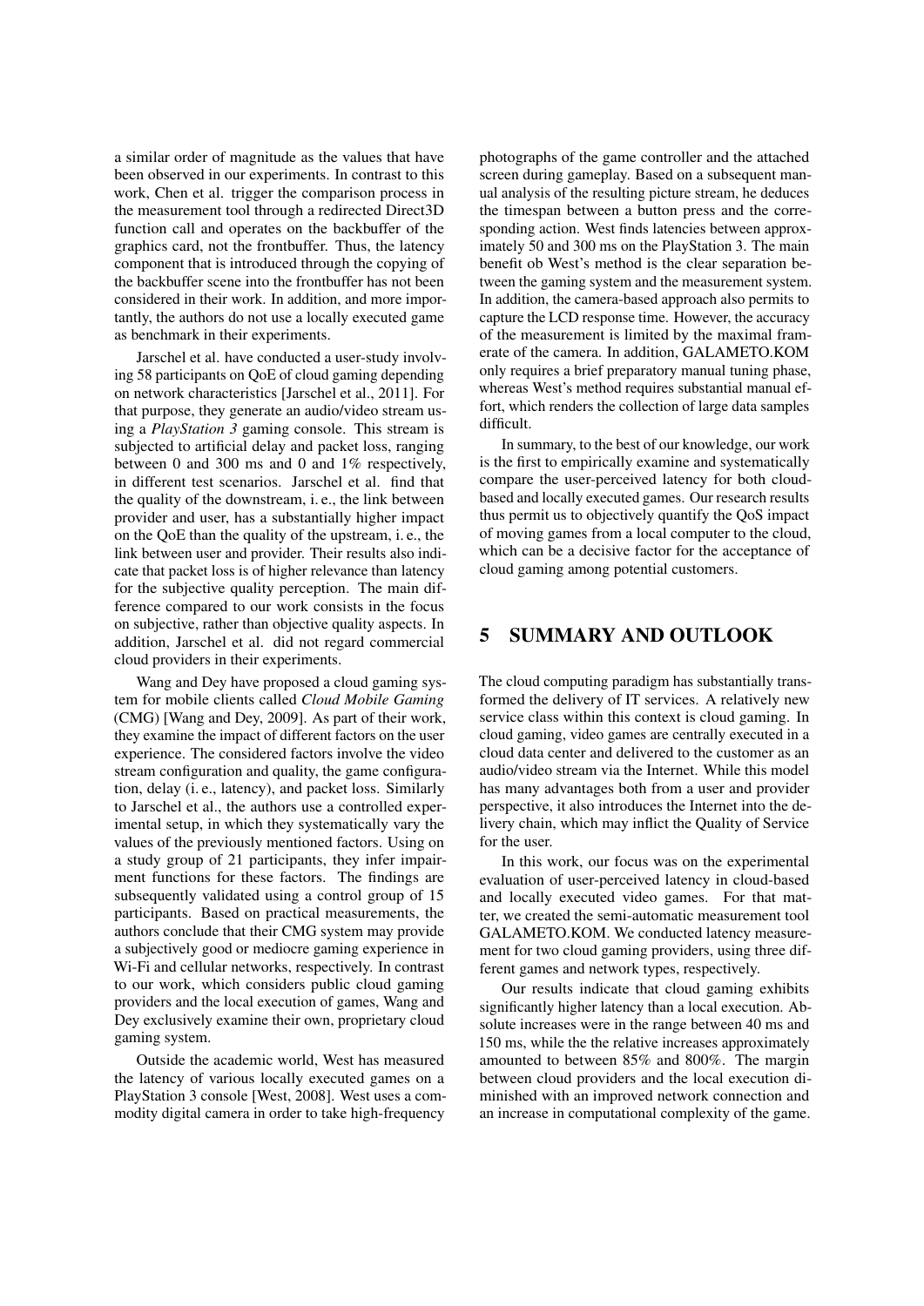a similar order of magnitude as the values that have been observed in our experiments. In contrast to this work, Chen et al. trigger the comparison process in the measurement tool through a redirected Direct3D function call and operates on the backbuffer of the graphics card, not the frontbuffer. Thus, the latency component that is introduced through the copying of the backbuffer scene into the frontbuffer has not been considered in their work. In addition, and more importantly, the authors do not use a locally executed game as benchmark in their experiments.

Jarschel et al. have conducted a user-study involving 58 participants on QoE of cloud gaming depending on network characteristics [Jarschel et al., 2011]. For that purpose, they generate an audio/video stream using a *PlayStation 3* gaming console. This stream is subjected to artificial delay and packet loss, ranging between 0 and 300 ms and 0 and 1% respectively, in different test scenarios. Jarschel et al. find that the quality of the downstream, i. e., the link between provider and user, has a substantially higher impact on the QoE than the quality of the upstream, i. e., the link between user and provider. Their results also indicate that packet loss is of higher relevance than latency for the subjective quality perception. The main difference compared to our work consists in the focus on subjective, rather than objective quality aspects. In addition, Jarschel et al. did not regard commercial cloud providers in their experiments.

Wang and Dey have proposed a cloud gaming system for mobile clients called *Cloud Mobile Gaming* (CMG) [Wang and Dey, 2009]. As part of their work, they examine the impact of different factors on the user experience. The considered factors involve the video stream configuration and quality, the game configuration, delay (i. e., latency), and packet loss. Similarly to Jarschel et al., the authors use a controlled experimental setup, in which they systematically vary the values of the previously mentioned factors. Using on a study group of 21 participants, they infer impairment functions for these factors. The findings are subsequently validated using a control group of 15 participants. Based on practical measurements, the authors conclude that their CMG system may provide a subjectively good or mediocre gaming experience in Wi-Fi and cellular networks, respectively. In contrast to our work, which considers public cloud gaming providers and the local execution of games, Wang and Dey exclusively examine their own, proprietary cloud gaming system.

Outside the academic world, West has measured the latency of various locally executed games on a PlayStation 3 console [West, 2008]. West uses a commodity digital camera in order to take high-frequency photographs of the game controller and the attached screen during gameplay. Based on a subsequent manual analysis of the resulting picture stream, he deduces the timespan between a button press and the corresponding action. West finds latencies between approximately 50 and 300 ms on the PlayStation 3. The main benefit ob West's method is the clear separation between the gaming system and the measurement system. In addition, the camera-based approach also permits to capture the LCD response time. However, the accuracy of the measurement is limited by the maximal framerate of the camera. In addition, GALAMETO.KOM only requires a brief preparatory manual tuning phase, whereas West's method requires substantial manual effort, which renders the collection of large data samples difficult.

In summary, to the best of our knowledge, our work is the first to empirically examine and systematically compare the user-perceived latency for both cloud-based and locally executed games. Our research results thus permit us to objectively quantify the QoS impact of moving games from a local computer to the cloud, which can be a decisive factor for the acceptance of cloud gaming among potential customers.

## 5 SUMMARY AND OUTLOOK

The cloud computing paradigm has substantially transformed the delivery of IT services. A relatively new service class within this context is cloud gaming. In cloud gaming, video games are centrally executed in a cloud data center and delivered to the customer as an audio/video stream via the Internet. While this model has many advantages both from a user and provider perspective, it also introduces the Internet into the delivery chain, which may inflict the Quality of Service for the user.

In this work, our focus was on the experimental evaluation of user-perceived latency in cloud-based and locally executed video games. For that matter, we created the semi-automatic measurement tool GALAMETO.KOM. We conducted latency measurement for two cloud gaming providers, using three different games and network types, respectively.

Our results indicate that cloud gaming exhibits significantly higher latency than a local execution. Absolute increases were in the range between 40 ms and 150 ms, while the the relative increases approximately amounted to between 85% and 800%. The margin between cloud providers and the local execution diminished with an improved network connection and an increase in computational complexity of the game.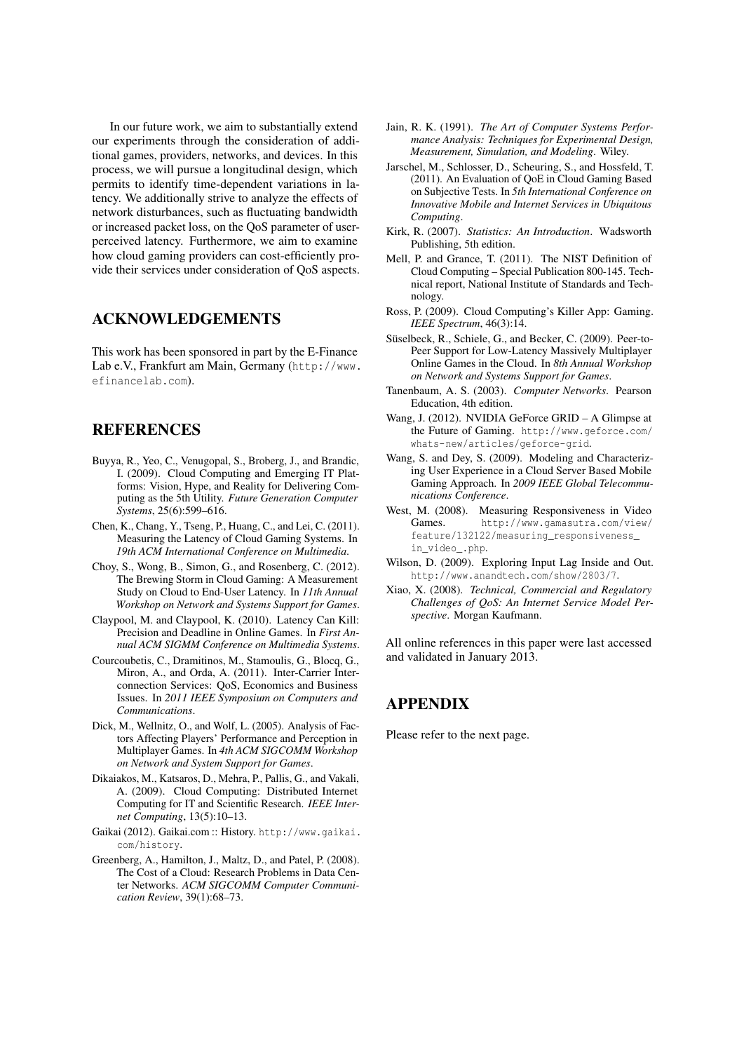In our future work, we aim to substantially extend our experiments through the consideration of additional games, providers, networks, and devices. In this process, we will pursue a longitudinal design, which permits to identify time-dependent variations in latency. We additionally strive to analyze the effects of network disturbances, such as fluctuating bandwidth or increased packet loss, on the QoS parameter of user-perceived latency. Furthermore, we aim to examine how cloud gaming providers can cost-efficiently provide their services under consideration of QoS aspects.

## ACKNOWLEDGEMENTS

This work has been sponsored in part by the E-Finance Lab e.V., Frankfurt am Main, Germany (http://www.efinancelab.com).

## REFERENCES

Buyya, R., Yeo, C., Venugopal, S., Broberg, J., and Brandic, I. (2009). Cloud Computing and Emerging IT Platforms: Vision, Hype, and Reality for Delivering Computing as the 5th Utility. *Future Generation Computer Systems*, 25(6):599–616.

Chen, K., Chang, Y., Tseng, P., Huang, C., and Lei, C. (2011). Measuring the Latency of Cloud Gaming Systems. In *19th ACM International Conference on Multimedia*.

Choy, S., Wong, B., Simon, G., and Rosenberg, C. (2012). The Brewing Storm in Cloud Gaming: A Measurement Study on Cloud to End-User Latency. In *11th Annual Workshop on Network and Systems Support for Games*.

Claypool, M. and Claypool, K. (2010). Latency Can Kill: Precision and Deadline in Online Games. In *First Annual ACM SIGMM Conference on Multimedia Systems*.

Courcoubetis, C., Dramitinos, M., Stamoulis, G., Blocq, G., Miron, A., and Orda, A. (2011). Inter-Carrier Interconnection Services: QoS, Economics and Business Issues. In *2011 IEEE Symposium on Computers and Communications*.

Dick, M., Wellnitz, O., and Wolf, L. (2005). Analysis of Factors Affecting Players' Performance and Perception in Multiplayer Games. In *4th ACM SIGCOMM Workshop on Network and System Support for Games*.

Dikaiakos, M., Katsaros, D., Mehra, P., Pallis, G., and Vakali, A. (2009). Cloud Computing: Distributed Internet Computing for IT and Scientific Research. *IEEE Internet Computing*, 13(5):10–13.

Gaikai (2012). Gaikai.com :: History. http://www.gaikai.com/history.

Greenberg, A., Hamilton, J., Maltz, D., and Patel, P. (2008). The Cost of a Cloud: Research Problems in Data Center Networks. *ACM SIGCOMM Computer Communication Review*, 39(1):68–73.

Jain, R. K. (1991). *The Art of Computer Systems Performance Analysis: Techniques for Experimental Design, Measurement, Simulation, and Modeling*. Wiley.

Jarschel, M., Schlosser, D., Scheuring, S., and Hossfeld, T. (2011). An Evaluation of QoE in Cloud Gaming Based on Subjective Tests. In *5th International Conference on Innovative Mobile and Internet Services in Ubiquitous Computing*.

Kirk, R. (2007). *Statistics: An Introduction*. Wadsworth Publishing, 5th edition.

Mell, P. and Grance, T. (2011). The NIST Definition of Cloud Computing – Special Publication 800-145. Technical report, National Institute of Standards and Technology.

Ross, P. (2009). Cloud Computing's Killer App: Gaming. *IEEE Spectrum*, 46(3):14.

Süselbeck, R., Schiele, G., and Becker, C. (2009). Peer-to-Peer Support for Low-Latency Massively Multiplayer Online Games in the Cloud. In *8th Annual Workshop on Network and Systems Support for Games*.

Tanenbaum, A. S. (2003). *Computer Networks*. Pearson Education, 4th edition.

Wang, J. (2012). NVIDIA GeForce GRID – A Glimpse at the Future of Gaming. http://www.geforce.com/whats-new/articles/geforce-grid.

Wang, S. and Dey, S. (2009). Modeling and Characterizing User Experience in a Cloud Server Based Mobile Gaming Approach. In *2009 IEEE Global Telecommunications Conference*.

West, M. (2008). Measuring Responsiveness in Video Games. http://www.gamasutra.com/view/feature/132122/measuring_responsiveness_in_video_.php.

Wilson, D. (2009). Exploring Input Lag Inside and Out. http://www.anandtech.com/show/2803/7.

Xiao, X. (2008). *Technical, Commercial and Regulatory Challenges of QoS: An Internet Service Model Perspective*. Morgan Kaufmann.

All online references in this paper were last accessed and validated in January 2013.

## APPENDIX

Please refer to the next page.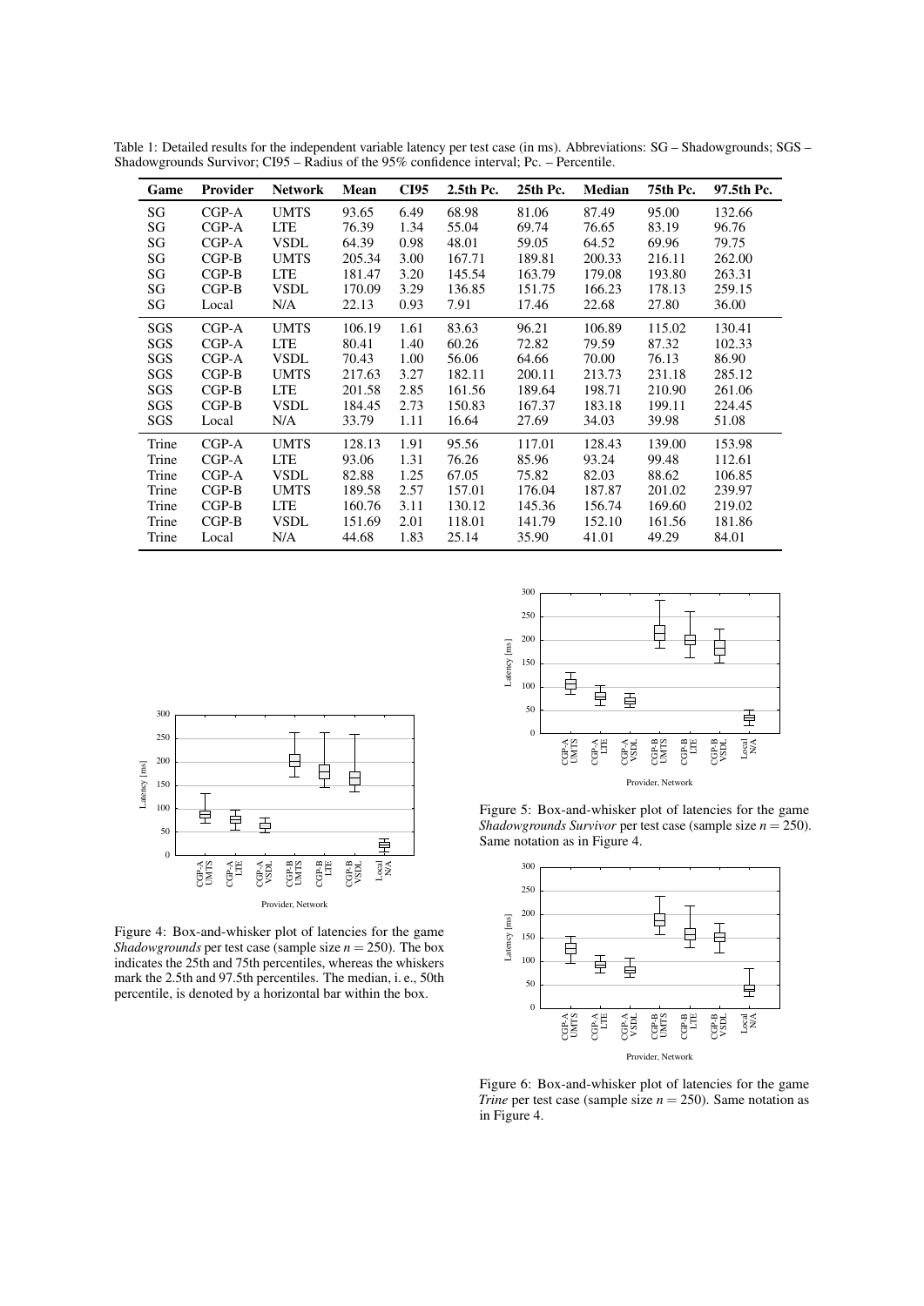Table 1: Detailed results for the independent variable latency per test case (in ms). Abbreviations: SG – Shadowgrounds; SGS – Shadowgrounds Survivor; CI95 – Radius of the 95% confidence interval; Pc. – Percentile.

| Game | Provider | Network | Mean | CI95 | 2.5th Pc. | 25th Pc. | Median | 75th Pc. | 97.5th Pc. |
|---|---|---|---|---|---|---|---|---|---|
| SG | CGP-A | UMTS | 93.65 | 6.49 | 68.98 | 81.06 | 87.49 | 95.00 | 132.66 |
| SG | CGP-A | LTE | 76.39 | 1.34 | 55.04 | 69.74 | 76.65 | 83.19 | 96.76 |
| SG | CGP-A | VSDL | 64.39 | 0.98 | 48.01 | 59.05 | 64.52 | 69.96 | 79.75 |
| SG | CGP-B | UMTS | 205.34 | 3.00 | 167.71 | 189.81 | 200.33 | 216.11 | 262.00 |
| SG | CGP-B | LTE | 181.47 | 3.20 | 145.54 | 163.79 | 179.08 | 193.80 | 263.31 |
| SG | CGP-B | VSDL | 170.09 | 3.29 | 136.85 | 151.75 | 166.23 | 178.13 | 259.15 |
| SG | Local | N/A | 22.13 | 0.93 | 7.91 | 17.46 | 22.68 | 27.80 | 36.00 |
| SGS | CGP-A | UMTS | 106.19 | 1.61 | 83.63 | 96.21 | 106.89 | 115.02 | 130.41 |
| SGS | CGP-A | LTE | 80.41 | 1.40 | 60.26 | 72.82 | 79.59 | 87.32 | 102.33 |
| SGS | CGP-A | VSDL | 70.43 | 1.00 | 56.06 | 64.66 | 70.00 | 76.13 | 86.90 |
| SGS | CGP-B | UMTS | 217.63 | 3.27 | 182.11 | 200.11 | 213.73 | 231.18 | 285.12 |
| SGS | CGP-B | LTE | 201.58 | 2.85 | 161.56 | 189.64 | 198.71 | 210.90 | 261.06 |
| SGS | CGP-B | VSDL | 184.45 | 2.73 | 150.83 | 167.37 | 183.18 | 199.11 | 224.45 |
| SGS | Local | N/A | 33.79 | 1.11 | 16.64 | 27.69 | 34.03 | 39.98 | 51.08 |
| Trine | CGP-A | UMTS | 128.13 | 1.91 | 95.56 | 117.01 | 128.43 | 139.00 | 153.98 |
| Trine | CGP-A | LTE | 93.06 | 1.31 | 76.26 | 85.96 | 93.24 | 99.48 | 112.61 |
| Trine | CGP-A | VSDL | 82.88 | 1.25 | 67.05 | 75.82 | 82.03 | 88.62 | 106.85 |
| Trine | CGP-B | UMTS | 189.58 | 2.57 | 157.01 | 176.04 | 187.87 | 201.02 | 239.97 |
| Trine | CGP-B | LTE | 160.76 | 3.11 | 130.12 | 145.36 | 156.74 | 169.60 | 219.02 |
| Trine | CGP-B | VSDL | 151.69 | 2.01 | 118.01 | 141.79 | 152.10 | 161.56 | 181.86 |
| Trine | Local | N/A | 44.68 | 1.83 | 25.14 | 35.90 | 41.01 | 49.29 | 84.01 |

Latency [ms]
0 50 100 150 200 250 300
CGP-A UMTS, CGP-A LTE, CGP-A VSDL, CGP-B UMTS, CGP-B LTE, CGP-B VSDL, Local N/A
Provider, Network

Figure 4: Box-and-whisker plot of latencies for the game *Shadowgrounds* per test case (sample size $n = 250$). The box indicates the 25th and 75th percentiles, whereas the whiskers mark the 2.5th and 97.5th percentiles. The median, i. e., 50th percentile, is denoted by a horizontal bar within the box.

Latency [ms]
0 50 100 150 200 250 300
CGP-A UMTS, CGP-A LTE, CGP-A VSDL, CGP-B UMTS, CGP-B LTE, CGP-B VSDL, Local N/A
Provider, Network

Figure 5: Box-and-whisker plot of latencies for the game *Shadowgrounds Survivor* per test case (sample size $n = 250$). Same notation as in Figure 4.

Latency [ms]
0 50 100 150 200 250 300
CGP-A UMTS, CGP-A LTE, CGP-A VSDL, CGP-B UMTS, CGP-B LTE, CGP-B VSDL, Local N/A
Provider, Network

Figure 6: Box-and-whisker plot of latencies for the game *Trine* per test case (sample size $n = 250$). Same notation as in Figure 4.